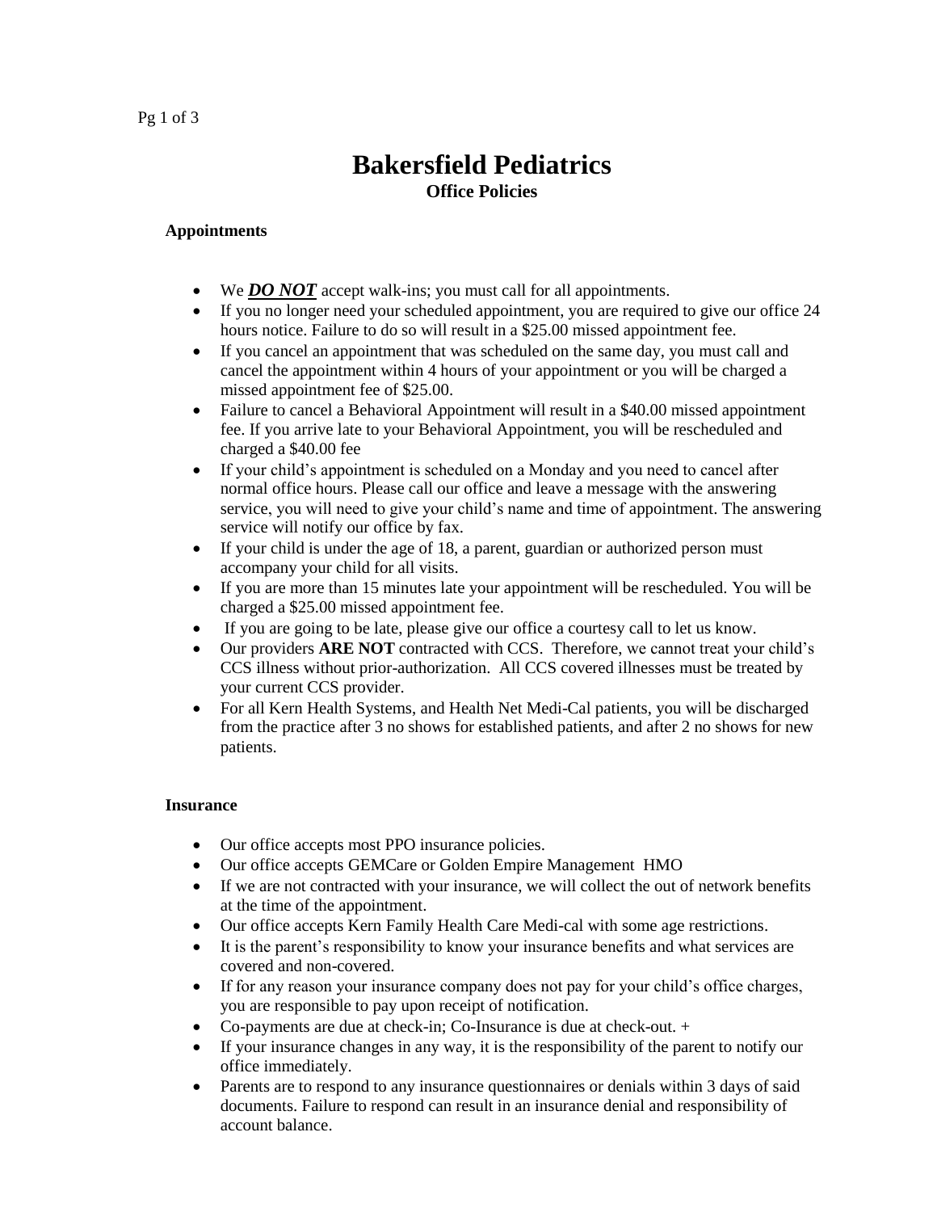# Bakersfield Pediatrics

## Office Policies

### Appointments

- We ***DO NOT*** accept walk-ins; you must call for all appointments.
- If you no longer need your scheduled appointment, you are required to give our office 24 hours notice. Failure to do so will result in a $25.00 missed appointment fee.
- If you cancel an appointment that was scheduled on the same day, you must call and cancel the appointment within 4 hours of your appointment or you will be charged a missed appointment fee of $25.00.
- Failure to cancel a Behavioral Appointment will result in a $40.00 missed appointment fee. If you arrive late to your Behavioral Appointment, you will be rescheduled and charged a $40.00 fee
- If your child's appointment is scheduled on a Monday and you need to cancel after normal office hours. Please call our office and leave a message with the answering service, you will need to give your child's name and time of appointment. The answering service will notify our office by fax.
- If your child is under the age of 18, a parent, guardian or authorized person must accompany your child for all visits.
- If you are more than 15 minutes late your appointment will be rescheduled. You will be charged a $25.00 missed appointment fee.
- If you are going to be late, please give our office a courtesy call to let us know.
- Our providers **ARE NOT** contracted with CCS. Therefore, we cannot treat your child's CCS illness without prior-authorization. All CCS covered illnesses must be treated by your current CCS provider.
- For all Kern Health Systems, and Health Net Medi-Cal patients, you will be discharged from the practice after 3 no shows for established patients, and after 2 no shows for new patients.

### Insurance

- Our office accepts most PPO insurance policies.
- Our office accepts GEMCare or Golden Empire Management HMO
- If we are not contracted with your insurance, we will collect the out of network benefits at the time of the appointment.
- Our office accepts Kern Family Health Care Medi-cal with some age restrictions.
- It is the parent's responsibility to know your insurance benefits and what services are covered and non-covered.
- If for any reason your insurance company does not pay for your child's office charges, you are responsible to pay upon receipt of notification.
- Co-payments are due at check-in; Co-Insurance is due at check-out. +
- If your insurance changes in any way, it is the responsibility of the parent to notify our office immediately.
- Parents are to respond to any insurance questionnaires or denials within 3 days of said documents. Failure to respond can result in an insurance denial and responsibility of account balance.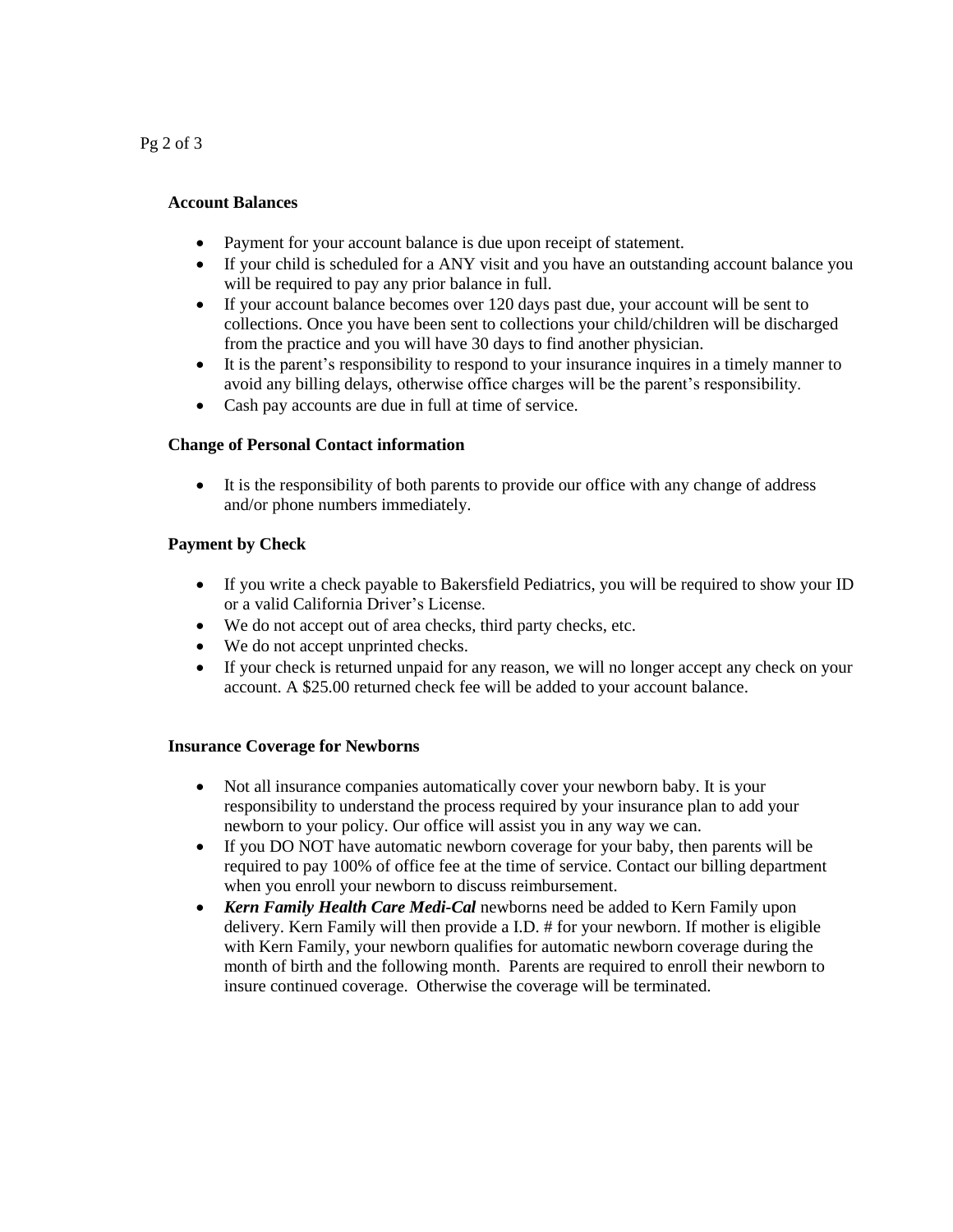**Account Balances**

- Payment for your account balance is due upon receipt of statement.
- If your child is scheduled for a ANY visit and you have an outstanding account balance you will be required to pay any prior balance in full.
- If your account balance becomes over 120 days past due, your account will be sent to collections. Once you have been sent to collections your child/children will be discharged from the practice and you will have 30 days to find another physician.
- It is the parent's responsibility to respond to your insurance inquires in a timely manner to avoid any billing delays, otherwise office charges will be the parent's responsibility.
- Cash pay accounts are due in full at time of service.

**Change of Personal Contact information**

- It is the responsibility of both parents to provide our office with any change of address and/or phone numbers immediately.

**Payment by Check**

- If you write a check payable to Bakersfield Pediatrics, you will be required to show your ID or a valid California Driver's License.
- We do not accept out of area checks, third party checks, etc.
- We do not accept unprinted checks.
- If your check is returned unpaid for any reason, we will no longer accept any check on your account. A $25.00 returned check fee will be added to your account balance.

**Insurance Coverage for Newborns**

- Not all insurance companies automatically cover your newborn baby. It is your responsibility to understand the process required by your insurance plan to add your newborn to your policy. Our office will assist you in any way we can.
- If you DO NOT have automatic newborn coverage for your baby, then parents will be required to pay 100% of office fee at the time of service. Contact our billing department when you enroll your newborn to discuss reimbursement.
- ***Kern Family Health Care Medi-Cal*** newborns need be added to Kern Family upon delivery. Kern Family will then provide a I.D. # for your newborn. If mother is eligible with Kern Family, your newborn qualifies for automatic newborn coverage during the month of birth and the following month. Parents are required to enroll their newborn to insure continued coverage. Otherwise the coverage will be terminated.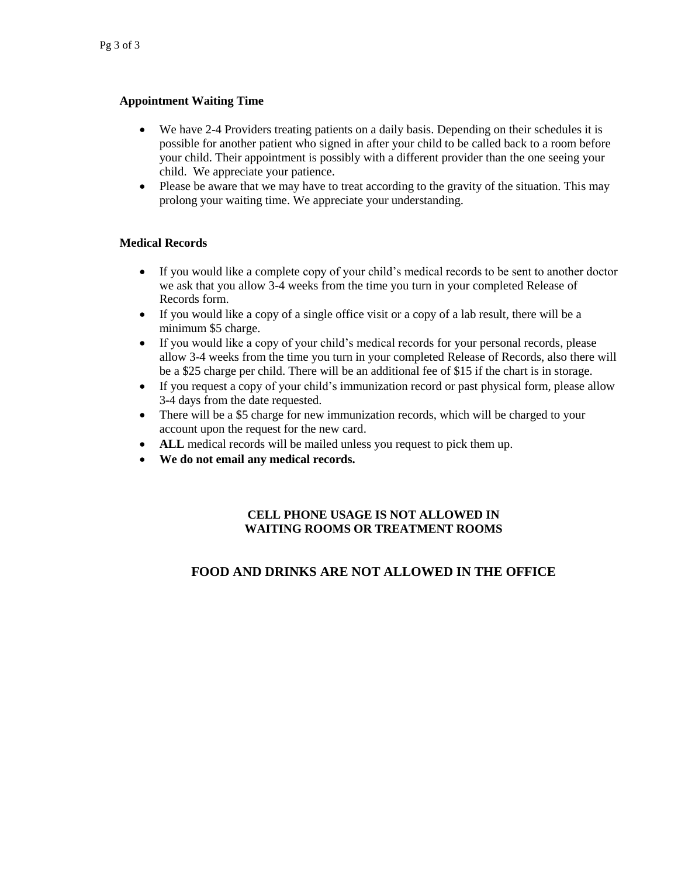**Appointment Waiting Time**

- We have 2-4 Providers treating patients on a daily basis. Depending on their schedules it is possible for another patient who signed in after your child to be called back to a room before your child. Their appointment is possibly with a different provider than the one seeing your child. We appreciate your patience.
- Please be aware that we may have to treat according to the gravity of the situation. This may prolong your waiting time. We appreciate your understanding.

**Medical Records**

- If you would like a complete copy of your child's medical records to be sent to another doctor we ask that you allow 3-4 weeks from the time you turn in your completed Release of Records form.
- If you would like a copy of a single office visit or a copy of a lab result, there will be a minimum $5 charge.
- If you would like a copy of your child's medical records for your personal records, please allow 3-4 weeks from the time you turn in your completed Release of Records, also there will be a $25 charge per child. There will be an additional fee of $15 if the chart is in storage.
- If you request a copy of your child's immunization record or past physical form, please allow 3-4 days from the date requested.
- There will be a $5 charge for new immunization records, which will be charged to your account upon the request for the new card.
- **ALL** medical records will be mailed unless you request to pick them up.
- **We do not email any medical records.**

**CELL PHONE USAGE IS NOT ALLOWED IN WAITING ROOMS OR TREATMENT ROOMS**

**FOOD AND DRINKS ARE NOT ALLOWED IN THE OFFICE**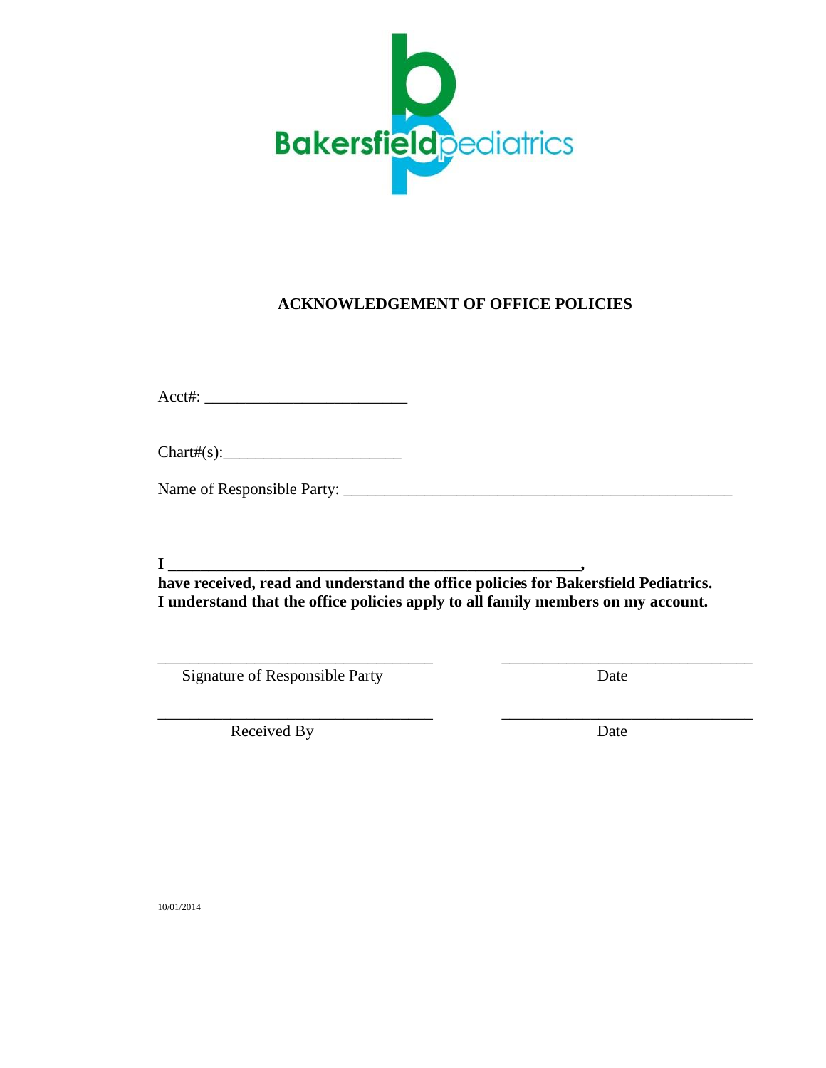Bakersfield pediatrics

## ACKNOWLEDGEMENT OF OFFICE POLICIES

Acct#: _________________________

Chart#(s):______________________

Name of Responsible Party: _________________________________________________

**I _____________________________________________________,**
**have received, read and understand the office policies for Bakersfield Pediatrics.**
**I understand that the office policies apply to all family members on my account.**

___________________________________ ________________________________
Signature of Responsible Party Date

___________________________________ ________________________________
Received By Date

10/01/2014